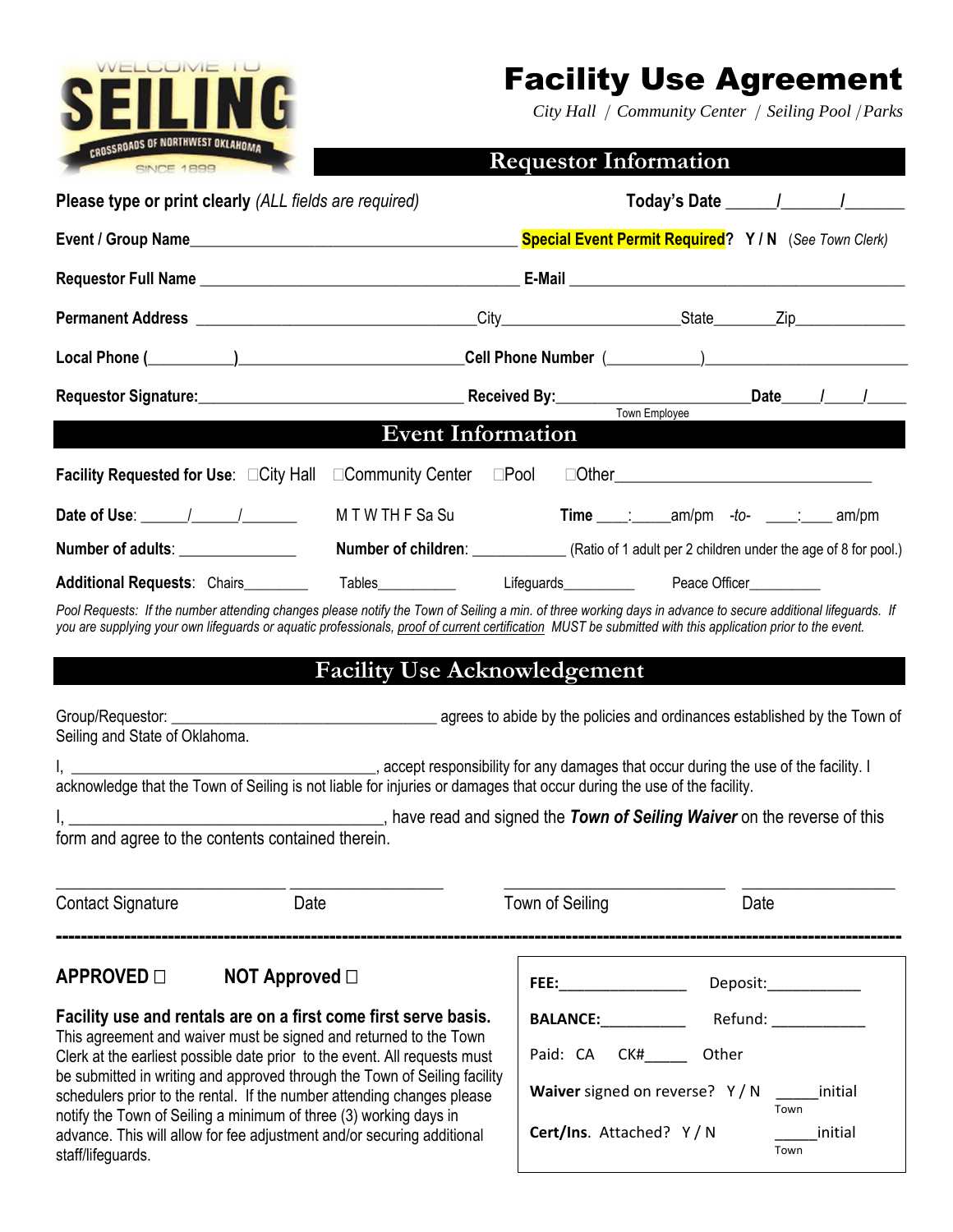WELCOME TO SEILING
CROSSROADS OF NORTHWEST OKLAHOMA
SINCE 1899

# Facility Use Agreement

*City Hall / Community Center / Seiling Pool / Parks*

## Requestor Information

**Please type or print clearly** *(ALL fields are required)* **Today's Date** _____/______/_______

**Event / Group Name**_________________________________________ **Special Event Permit Required? Y / N** *(See Town Clerk)*

**Requestor Full Name** ______________________________________ **E-Mail** ___________________________________________

**Permanent Address** ___________________________________City_____________________State_______Zip_____________

**Local Phone** (__________)__________________________**Cell Phone Number** (__________)_________________________

**Requestor Signature:**_________________________________ **Received By:**_____________________ **Date**____/____/_____
Town Employee

## Event Information

**Facility Requested for Use**: ☐City Hall ☐Community Center ☐Pool ☐Other______________________________

**Date of Use**: _____/_____/_______ M T W TH F Sa Su **Time** ____:_____am/pm *-to-* ____:____ am/pm

**Number of adults**: ______________ **Number of children**: ____________ (Ratio of 1 adult per 2 children under the age of 8 for pool.)

**Additional Requests**: Chairs________ Tables__________ Lifeguards_________ Peace Officer_________

*Pool Requests: If the number attending changes please notify the Town of Seiling a min. of three working days in advance to secure additional lifeguards. If you are supplying your own lifeguards or aquatic professionals, proof of current certification MUST be submitted with this application prior to the event.*

## Facility Use Acknowledgement

Group/Requestor: ________________________________ agrees to abide by the policies and ordinances established by the Town of Seiling and State of Oklahoma.

I, ______________________________________, accept responsibility for any damages that occur during the use of the facility. I acknowledge that the Town of Seiling is not liable for injuries or damages that occur during the use of the facility.

I, ______________________________________, have read and signed the ***Town of Seiling Waiver*** on the reverse of this form and agree to the contents contained therein.

___________________________ __________________ ___________________________ __________________
Contact Signature Date Town of Seiling Date

---

**APPROVED ☐** **NOT Approved ☐**

**Facility use and rentals are on a first come first serve basis.** This agreement and waiver must be signed and returned to the Town Clerk at the earliest possible date prior to the event. All requests must be submitted in writing and approved through the Town of Seiling facility schedulers prior to the rental. If the number attending changes please notify the Town of Seiling a minimum of three (3) working days in advance. This will allow for fee adjustment and/or securing additional staff/lifeguards.

**FEE:**_______________ Deposit:___________

**BALANCE:**__________ Refund: ___________

Paid: CA CK#_____ Other

**Waiver** signed on reverse? Y / N _____initial
Town

**Cert/Ins**. Attached? Y / N _____initial
Town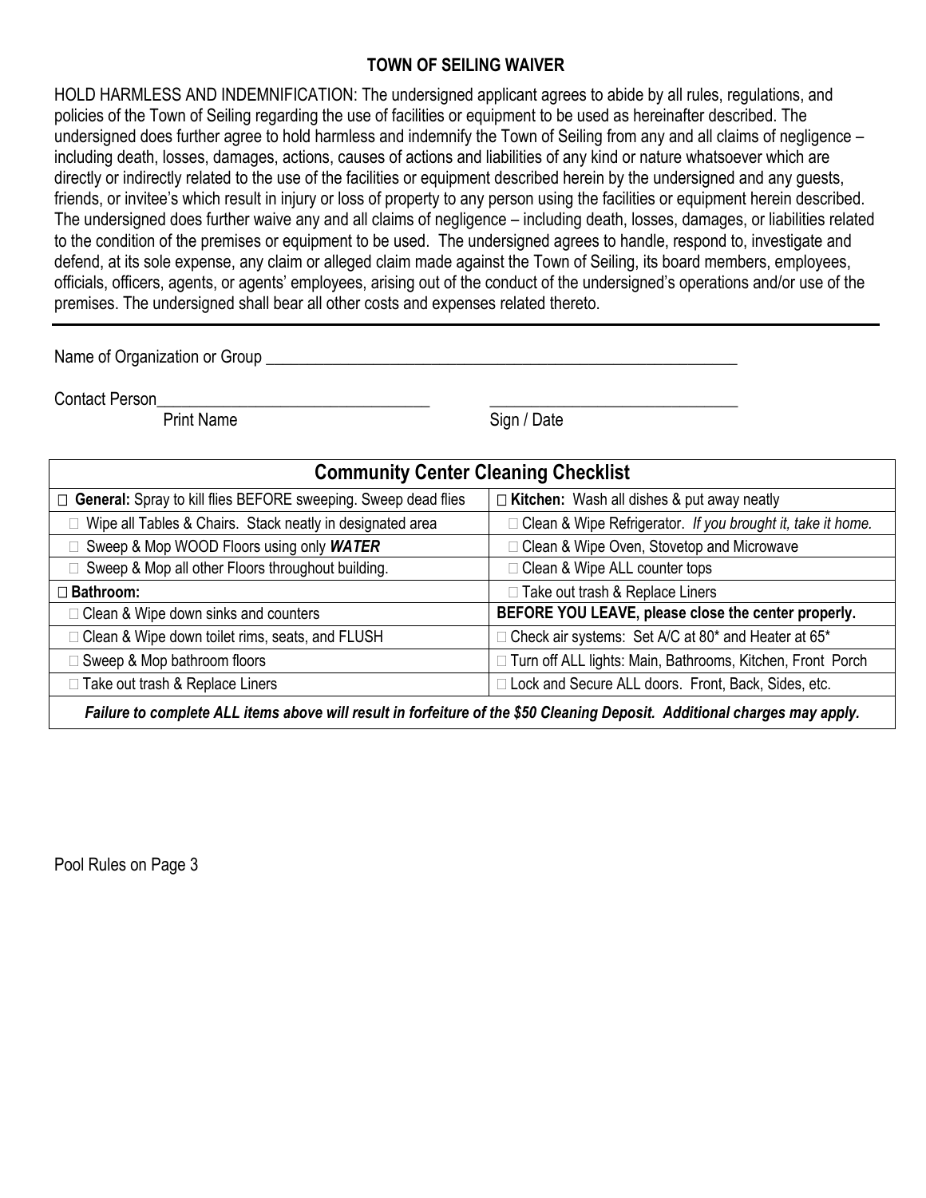**TOWN OF SEILING WAIVER**

HOLD HARMLESS AND INDEMNIFICATION: The undersigned applicant agrees to abide by all rules, regulations, and policies of the Town of Seiling regarding the use of facilities or equipment to be used as hereinafter described. The undersigned does further agree to hold harmless and indemnify the Town of Seiling from any and all claims of negligence – including death, losses, damages, actions, causes of actions and liabilities of any kind or nature whatsoever which are directly or indirectly related to the use of the facilities or equipment described herein by the undersigned and any guests, friends, or invitee's which result in injury or loss of property to any person using the facilities or equipment herein described. The undersigned does further waive any and all claims of negligence – including death, losses, damages, or liabilities related to the condition of the premises or equipment to be used. The undersigned agrees to handle, respond to, investigate and defend, at its sole expense, any claim or alleged claim made against the Town of Seiling, its board members, employees, officials, officers, agents, or agents' employees, arising out of the conduct of the undersigned's operations and/or use of the premises. The undersigned shall bear all other costs and expenses related thereto.

---

Name of Organization or Group ____________________________________________________________

Contact Person_________________________________ ______________________________
Print Name Sign / Date

| Community Center Cleaning Checklist | |
|---|---|
| ☐ **General:** Spray to kill flies BEFORE sweeping. Sweep dead flies | ☐ **Kitchen:** Wash all dishes & put away neatly |
| ☐ Wipe all Tables & Chairs. Stack neatly in designated area | ☐ Clean & Wipe Refrigerator. *If you brought it, take it home.* |
| ☐ Sweep & Mop WOOD Floors using only ***WATER*** | ☐ Clean & Wipe Oven, Stovetop and Microwave |
| ☐ Sweep & Mop all other Floors throughout building. | ☐ Clean & Wipe ALL counter tops |
| ☐ **Bathroom:** | ☐ Take out trash & Replace Liners |
| ☐ Clean & Wipe down sinks and counters | **BEFORE YOU LEAVE, please close the center properly.** |
| ☐ Clean & Wipe down toilet rims, seats, and FLUSH | ☐ Check air systems: Set A/C at 80* and Heater at 65* |
| ☐ Sweep & Mop bathroom floors | ☐ Turn off ALL lights: Main, Bathrooms, Kitchen, Front Porch |
| ☐ Take out trash & Replace Liners | ☐ Lock and Secure ALL doors. Front, Back, Sides, etc. |
| ***Failure to complete ALL items above will result in forfeiture of the $50 Cleaning Deposit. Additional charges may apply.*** | |

Pool Rules on Page 3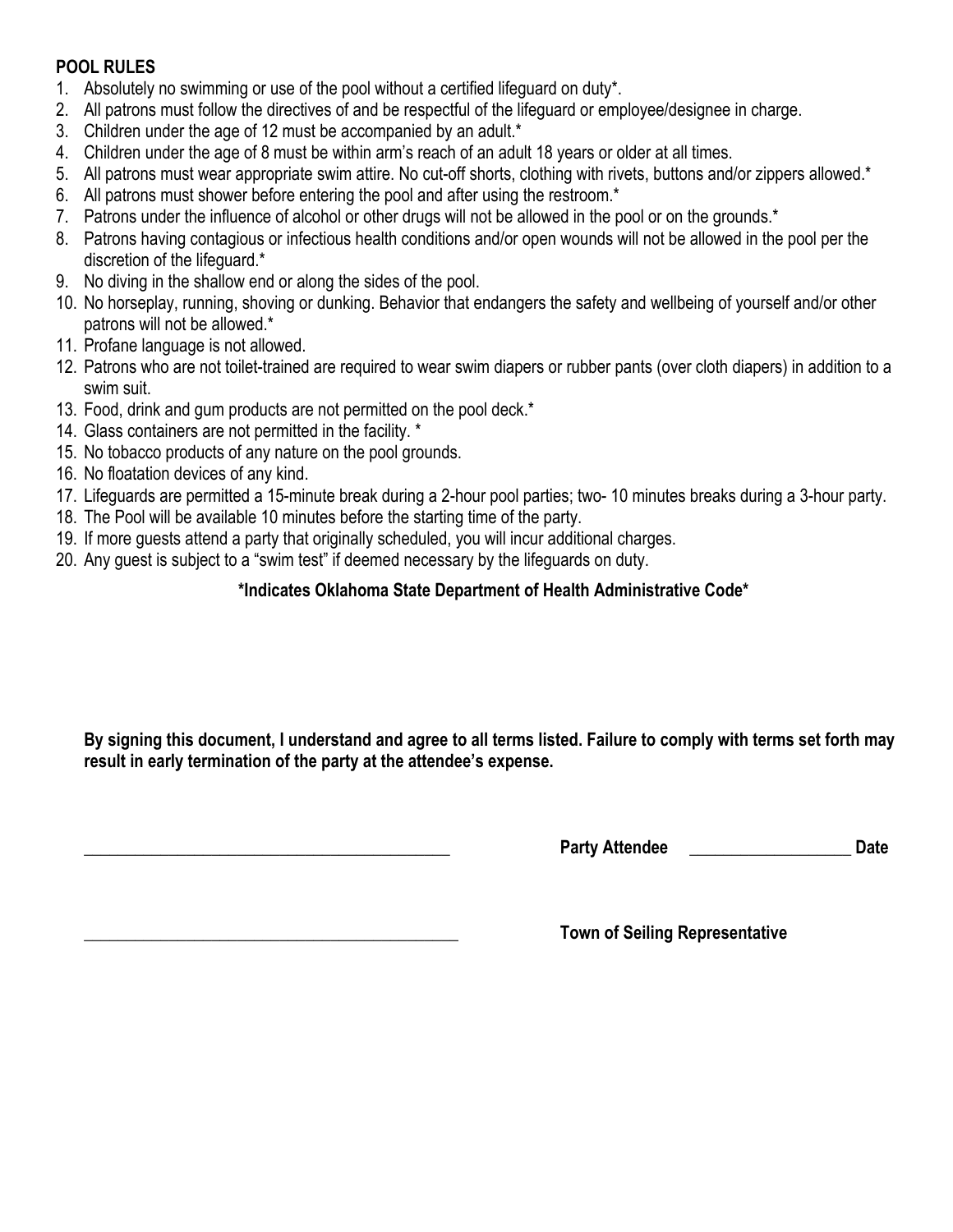**POOL RULES**

1. Absolutely no swimming or use of the pool without a certified lifeguard on duty*.
2. All patrons must follow the directives of and be respectful of the lifeguard or employee/designee in charge.
3. Children under the age of 12 must be accompanied by an adult.*
4. Children under the age of 8 must be within arm's reach of an adult 18 years or older at all times.
5. All patrons must wear appropriate swim attire. No cut-off shorts, clothing with rivets, buttons and/or zippers allowed.*
6. All patrons must shower before entering the pool and after using the restroom.*
7. Patrons under the influence of alcohol or other drugs will not be allowed in the pool or on the grounds.*
8. Patrons having contagious or infectious health conditions and/or open wounds will not be allowed in the pool per the discretion of the lifeguard.*
9. No diving in the shallow end or along the sides of the pool.
10. No horseplay, running, shoving or dunking. Behavior that endangers the safety and wellbeing of yourself and/or other patrons will not be allowed.*
11. Profane language is not allowed.
12. Patrons who are not toilet-trained are required to wear swim diapers or rubber pants (over cloth diapers) in addition to a swim suit.
13. Food, drink and gum products are not permitted on the pool deck.*
14. Glass containers are not permitted in the facility. *
15. No tobacco products of any nature on the pool grounds.
16. No floatation devices of any kind.
17. Lifeguards are permitted a 15-minute break during a 2-hour pool parties; two- 10 minutes breaks during a 3-hour party.
18. The Pool will be available 10 minutes before the starting time of the party.
19. If more guests attend a party that originally scheduled, you will incur additional charges.
20. Any guest is subject to a "swim test" if deemed necessary by the lifeguards on duty.

**\*Indicates Oklahoma State Department of Health Administrative Code\***

**By signing this document, I understand and agree to all terms listed. Failure to comply with terms set forth may result in early termination of the party at the attendee's expense.**

\_\_\_\_\_\_\_\_\_\_\_\_\_\_\_\_\_\_\_\_\_\_\_\_\_\_\_\_\_\_\_\_\_\_\_\_\_\_\_\_\_\_\_\_ **Party Attendee** \_\_\_\_\_\_\_\_\_\_\_\_\_\_\_\_\_\_\_\_ **Date**

\_\_\_\_\_\_\_\_\_\_\_\_\_\_\_\_\_\_\_\_\_\_\_\_\_\_\_\_\_\_\_\_\_\_\_\_\_\_\_\_\_\_\_\_ **Town of Seiling Representative**